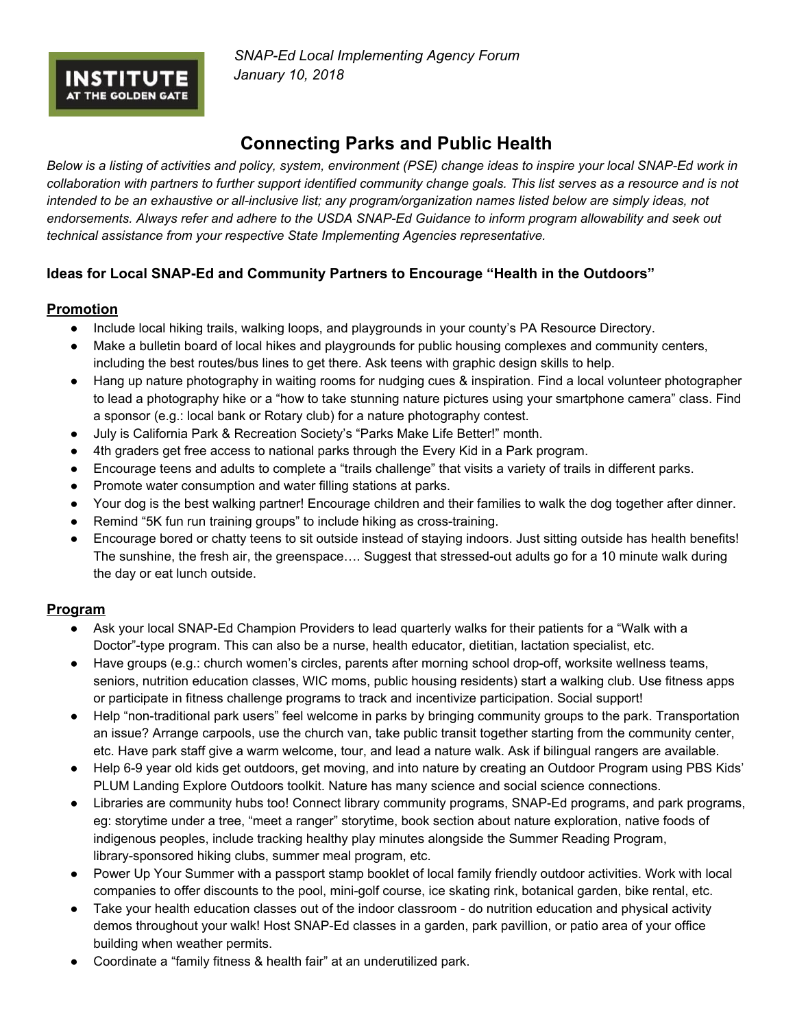INSTITUTE AT THE GOLDEN GATE

*SNAP-Ed Local Implementing Agency Forum*
*January 10, 2018*

# Connecting Parks and Public Health

*Below is a listing of activities and policy, system, environment (PSE) change ideas to inspire your local SNAP-Ed work in collaboration with partners to further support identified community change goals. This list serves as a resource and is not intended to be an exhaustive or all-inclusive list; any program/organization names listed below are simply ideas, not endorsements. Always refer and adhere to the USDA SNAP-Ed Guidance to inform program allowability and seek out technical assistance from your respective State Implementing Agencies representative.*

### Ideas for Local SNAP-Ed and Community Partners to Encourage "Health in the Outdoors"

**Promotion**

- Include local hiking trails, walking loops, and playgrounds in your county's PA Resource Directory.
- Make a bulletin board of local hikes and playgrounds for public housing complexes and community centers, including the best routes/bus lines to get there. Ask teens with graphic design skills to help.
- Hang up nature photography in waiting rooms for nudging cues & inspiration. Find a local volunteer photographer to lead a photography hike or a "how to take stunning nature pictures using your smartphone camera" class. Find a sponsor (e.g.: local bank or Rotary club) for a nature photography contest.
- July is California Park & Recreation Society's "Parks Make Life Better!" month.
- 4th graders get free access to national parks through the Every Kid in a Park program.
- Encourage teens and adults to complete a "trails challenge" that visits a variety of trails in different parks.
- Promote water consumption and water filling stations at parks.
- Your dog is the best walking partner! Encourage children and their families to walk the dog together after dinner.
- Remind "5K fun run training groups" to include hiking as cross-training.
- Encourage bored or chatty teens to sit outside instead of staying indoors. Just sitting outside has health benefits! The sunshine, the fresh air, the greenspace…. Suggest that stressed-out adults go for a 10 minute walk during the day or eat lunch outside.

**Program**

- Ask your local SNAP-Ed Champion Providers to lead quarterly walks for their patients for a "Walk with a Doctor"-type program. This can also be a nurse, health educator, dietitian, lactation specialist, etc.
- Have groups (e.g.: church women's circles, parents after morning school drop-off, worksite wellness teams, seniors, nutrition education classes, WIC moms, public housing residents) start a walking club. Use fitness apps or participate in fitness challenge programs to track and incentivize participation. Social support!
- Help "non-traditional park users" feel welcome in parks by bringing community groups to the park. Transportation an issue? Arrange carpools, use the church van, take public transit together starting from the community center, etc. Have park staff give a warm welcome, tour, and lead a nature walk. Ask if bilingual rangers are available.
- Help 6-9 year old kids get outdoors, get moving, and into nature by creating an Outdoor Program using PBS Kids' PLUM Landing Explore Outdoors toolkit. Nature has many science and social science connections.
- Libraries are community hubs too! Connect library community programs, SNAP-Ed programs, and park programs, eg: storytime under a tree, "meet a ranger" storytime, book section about nature exploration, native foods of indigenous peoples, include tracking healthy play minutes alongside the Summer Reading Program, library-sponsored hiking clubs, summer meal program, etc.
- Power Up Your Summer with a passport stamp booklet of local family friendly outdoor activities. Work with local companies to offer discounts to the pool, mini-golf course, ice skating rink, botanical garden, bike rental, etc.
- Take your health education classes out of the indoor classroom - do nutrition education and physical activity demos throughout your walk! Host SNAP-Ed classes in a garden, park pavillion, or patio area of your office building when weather permits.
- Coordinate a "family fitness & health fair" at an underutilized park.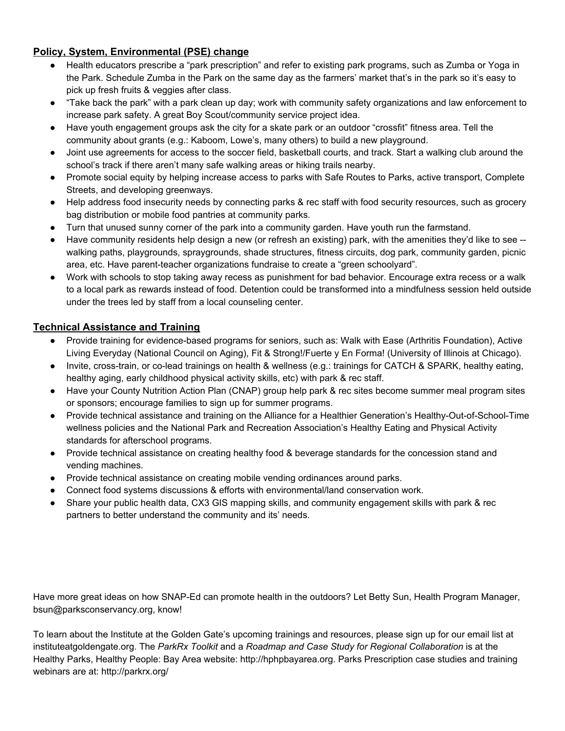## **Policy, System, Environmental (PSE) change**

- Health educators prescribe a "park prescription" and refer to existing park programs, such as Zumba or Yoga in the Park. Schedule Zumba in the Park on the same day as the farmers' market that's in the park so it's easy to pick up fresh fruits & veggies after class.
- "Take back the park" with a park clean up day; work with community safety organizations and law enforcement to increase park safety. A great Boy Scout/community service project idea.
- Have youth engagement groups ask the city for a skate park or an outdoor "crossfit" fitness area. Tell the community about grants (e.g.: Kaboom, Lowe's, many others) to build a new playground.
- Joint use agreements for access to the soccer field, basketball courts, and track. Start a walking club around the school's track if there aren't many safe walking areas or hiking trails nearby.
- Promote social equity by helping increase access to parks with Safe Routes to Parks, active transport, Complete Streets, and developing greenways.
- Help address food insecurity needs by connecting parks & rec staff with food security resources, such as grocery bag distribution or mobile food pantries at community parks.
- Turn that unused sunny corner of the park into a community garden. Have youth run the farmstand.
- Have community residents help design a new (or refresh an existing) park, with the amenities they'd like to see -- walking paths, playgrounds, spraygrounds, shade structures, fitness circuits, dog park, community garden, picnic area, etc. Have parent-teacher organizations fundraise to create a "green schoolyard".
- Work with schools to stop taking away recess as punishment for bad behavior. Encourage extra recess or a walk to a local park as rewards instead of food. Detention could be transformed into a mindfulness session held outside under the trees led by staff from a local counseling center.

## **Technical Assistance and Training**

- Provide training for evidence-based programs for seniors, such as: Walk with Ease (Arthritis Foundation), Active Living Everyday (National Council on Aging), Fit & Strong!/Fuerte y En Forma! (University of Illinois at Chicago).
- Invite, cross-train, or co-lead trainings on health & wellness (e.g.: trainings for CATCH & SPARK, healthy eating, healthy aging, early childhood physical activity skills, etc) with park & rec staff.
- Have your County Nutrition Action Plan (CNAP) group help park & rec sites become summer meal program sites or sponsors; encourage families to sign up for summer programs.
- Provide technical assistance and training on the Alliance for a Healthier Generation's Healthy-Out-of-School-Time wellness policies and the National Park and Recreation Association's Healthy Eating and Physical Activity standards for afterschool programs.
- Provide technical assistance on creating healthy food & beverage standards for the concession stand and vending machines.
- Provide technical assistance on creating mobile vending ordinances around parks.
- Connect food systems discussions & efforts with environmental/land conservation work.
- Share your public health data, CX3 GIS mapping skills, and community engagement skills with park & rec partners to better understand the community and its' needs.

Have more great ideas on how SNAP-Ed can promote health in the outdoors? Let Betty Sun, Health Program Manager, bsun@parksconservancy.org, know!

To learn about the Institute at the Golden Gate's upcoming trainings and resources, please sign up for our email list at instituteatgoldengate.org. The *ParkRx Toolkit* and a *Roadmap and Case Study for Regional Collaboration* is at the Healthy Parks, Healthy People: Bay Area website: http://hphpbayarea.org. Parks Prescription case studies and training webinars are at: http://parkrx.org/